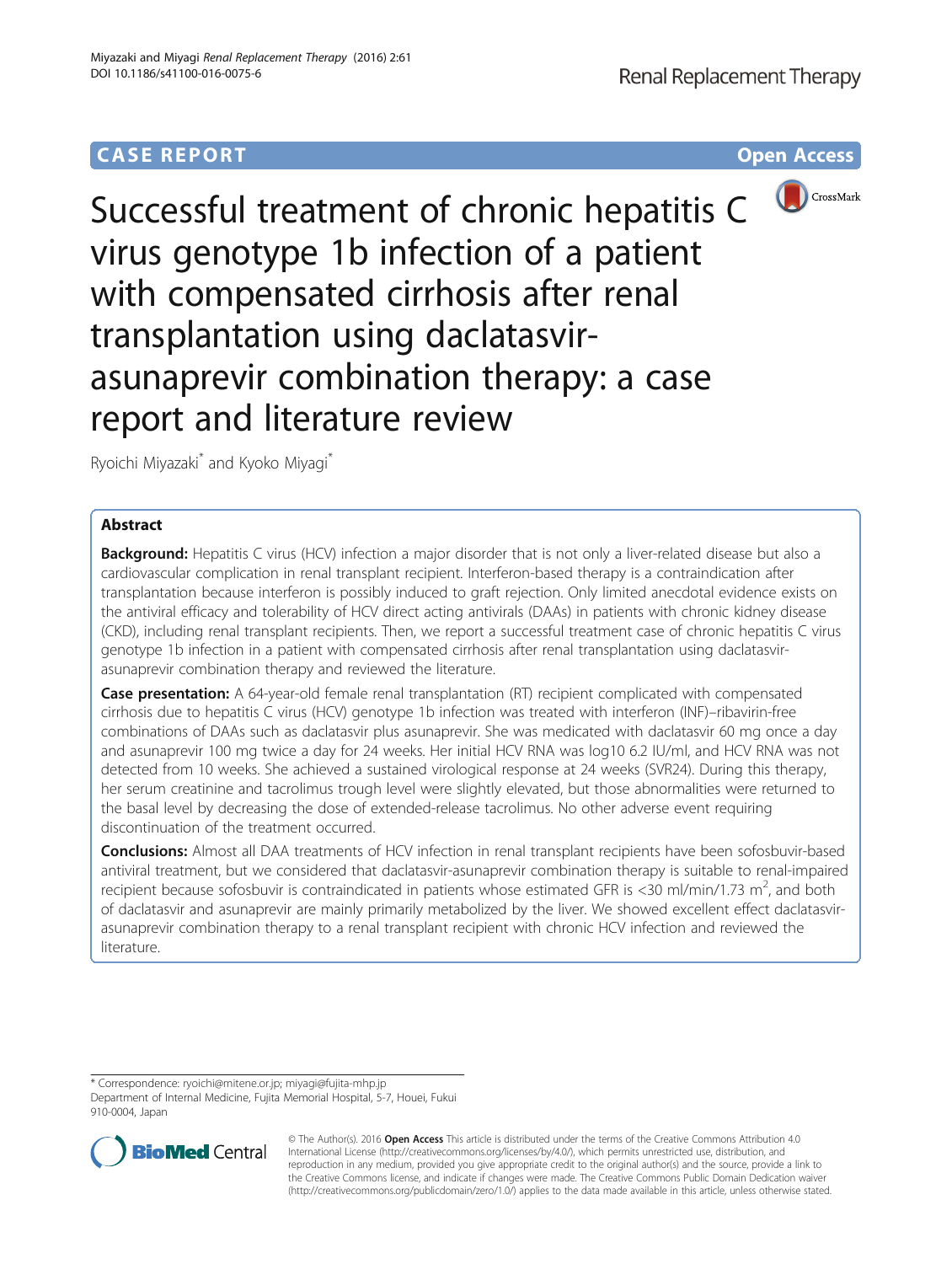CASE REPORT

Open Access

# Successful treatment of chronic hepatitis C virus genotype 1b infection of a patient with compensated cirrhosis after renal transplantation using daclatasvir-asunaprevir combination therapy: a case report and literature review

Ryoichi Miyazaki* and Kyoko Miyagi*

## Abstract

**Background:** Hepatitis C virus (HCV) infection a major disorder that is not only a liver-related disease but also a cardiovascular complication in renal transplant recipient. Interferon-based therapy is a contraindication after transplantation because interferon is possibly induced to graft rejection. Only limited anecdotal evidence exists on the antiviral efficacy and tolerability of HCV direct acting antivirals (DAAs) in patients with chronic kidney disease (CKD), including renal transplant recipients. Then, we report a successful treatment case of chronic hepatitis C virus genotype 1b infection in a patient with compensated cirrhosis after renal transplantation using daclatasvir-asunaprevir combination therapy and reviewed the literature.

**Case presentation:** A 64-year-old female renal transplantation (RT) recipient complicated with compensated cirrhosis due to hepatitis C virus (HCV) genotype 1b infection was treated with interferon (INF)–ribavirin-free combinations of DAAs such as daclatasvir plus asunaprevir. She was medicated with daclatasvir 60 mg once a day and asunaprevir 100 mg twice a day for 24 weeks. Her initial HCV RNA was log10 6.2 IU/ml, and HCV RNA was not detected from 10 weeks. She achieved a sustained virological response at 24 weeks (SVR24). During this therapy, her serum creatinine and tacrolimus trough level were slightly elevated, but those abnormalities were returned to the basal level by decreasing the dose of extended-release tacrolimus. No other adverse event requiring discontinuation of the treatment occurred.

**Conclusions:** Almost all DAA treatments of HCV infection in renal transplant recipients have been sofosbuvir-based antiviral treatment, but we considered that daclatasvir-asunaprevir combination therapy is suitable to renal-impaired recipient because sofosbuvir is contraindicated in patients whose estimated GFR is <30 ml/min/1.73 $m^2$, and both of daclatasvir and asunaprevir are mainly primarily metabolized by the liver. We showed excellent effect daclatasvir-asunaprevir combination therapy to a renal transplant recipient with chronic HCV infection and reviewed the literature.

\* Correspondence: ryoichi@mitene.or.jp; miyagi@fujita-mhp.jp
Department of Internal Medicine, Fujita Memorial Hospital, 5-7, Houei, Fukui 910-0004, Japan

© The Author(s). 2016 **Open Access** This article is distributed under the terms of the Creative Commons Attribution 4.0 International License (http://creativecommons.org/licenses/by/4.0/), which permits unrestricted use, distribution, and reproduction in any medium, provided you give appropriate credit to the original author(s) and the source, provide a link to the Creative Commons license, and indicate if changes were made. The Creative Commons Public Domain Dedication waiver (http://creativecommons.org/publicdomain/zero/1.0/) applies to the data made available in this article, unless otherwise stated.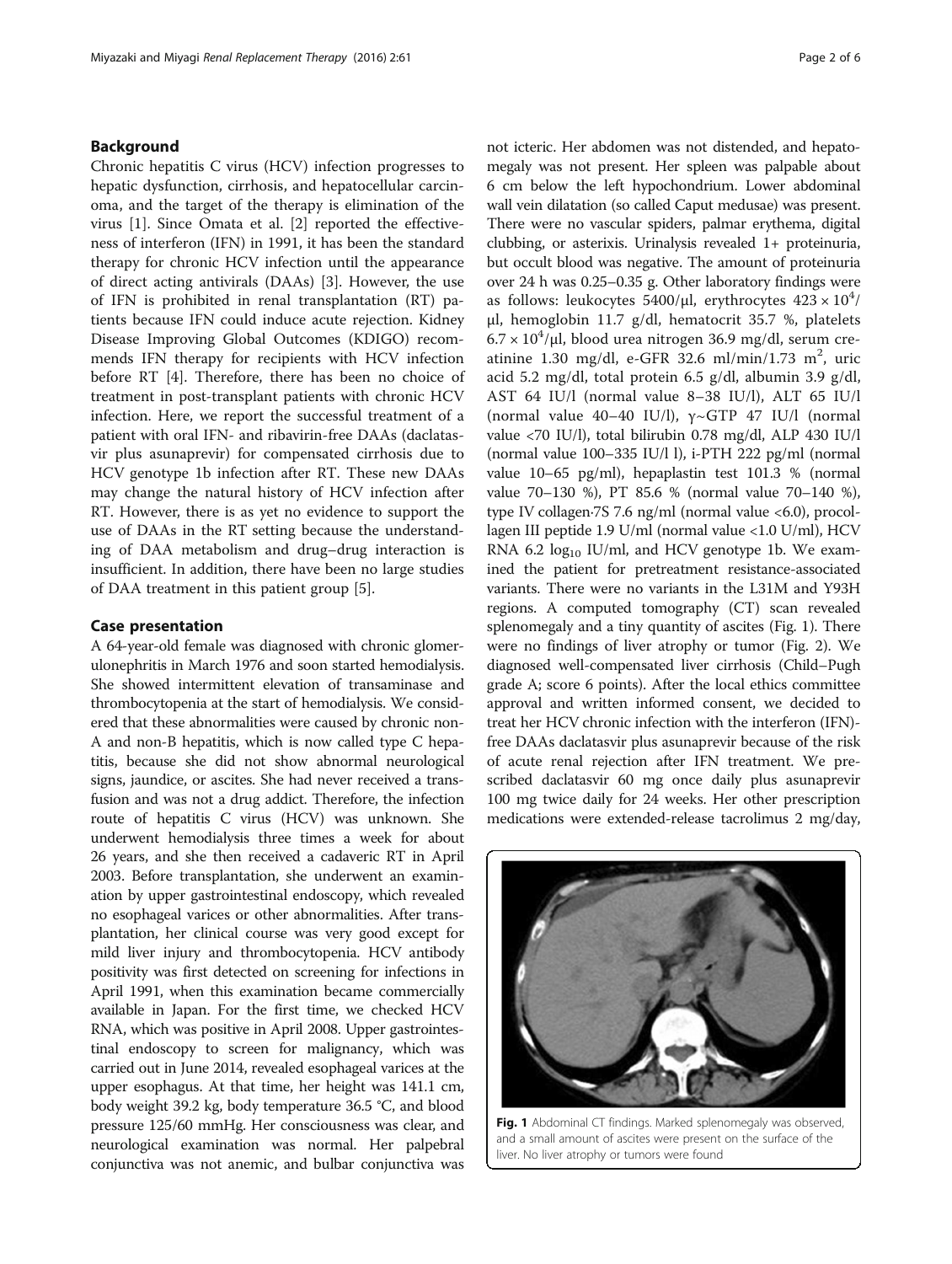## Background

Chronic hepatitis C virus (HCV) infection progresses to hepatic dysfunction, cirrhosis, and hepatocellular carcinoma, and the target of the therapy is elimination of the virus [1]. Since Omata et al. [2] reported the effectiveness of interferon (IFN) in 1991, it has been the standard therapy for chronic HCV infection until the appearance of direct acting antivirals (DAAs) [3]. However, the use of IFN is prohibited in renal transplantation (RT) patients because IFN could induce acute rejection. Kidney Disease Improving Global Outcomes (KDIGO) recommends IFN therapy for recipients with HCV infection before RT [4]. Therefore, there has been no choice of treatment in post-transplant patients with chronic HCV infection. Here, we report the successful treatment of a patient with oral IFN- and ribavirin-free DAAs (daclatasvir plus asunaprevir) for compensated cirrhosis due to HCV genotype 1b infection after RT. These new DAAs may change the natural history of HCV infection after RT. However, there is as yet no evidence to support the use of DAAs in the RT setting because the understanding of DAA metabolism and drug–drug interaction is insufficient. In addition, there have been no large studies of DAA treatment in this patient group [5].

## Case presentation

A 64-year-old female was diagnosed with chronic glomerulonephritis in March 1976 and soon started hemodialysis. She showed intermittent elevation of transaminase and thrombocytopenia at the start of hemodialysis. We considered that these abnormalities were caused by chronic non-A and non-B hepatitis, which is now called type C hepatitis, because she did not show abnormal neurological signs, jaundice, or ascites. She had never received a transfusion and was not a drug addict. Therefore, the infection route of hepatitis C virus (HCV) was unknown. She underwent hemodialysis three times a week for about 26 years, and she then received a cadaveric RT in April 2003. Before transplantation, she underwent an examination by upper gastrointestinal endoscopy, which revealed no esophageal varices or other abnormalities. After transplantation, her clinical course was very good except for mild liver injury and thrombocytopenia. HCV antibody positivity was first detected on screening for infections in April 1991, when this examination became commercially available in Japan. For the first time, we checked HCV RNA, which was positive in April 2008. Upper gastrointestinal endoscopy to screen for malignancy, which was carried out in June 2014, revealed esophageal varices at the upper esophagus. At that time, her height was 141.1 cm, body weight 39.2 kg, body temperature 36.5 °C, and blood pressure 125/60 mmHg. Her consciousness was clear, and neurological examination was normal. Her palpebral conjunctiva was not anemic, and bulbar conjunctiva was not icteric. Her abdomen was not distended, and hepatomegaly was not present. Her spleen was palpable about 6 cm below the left hypochondrium. Lower abdominal wall vein dilatation (so called Caput medusae) was present. There were no vascular spiders, palmar erythema, digital clubbing, or asterixis. Urinalysis revealed 1+ proteinuria, but occult blood was negative. The amount of proteinuria over 24 h was 0.25–0.35 g. Other laboratory findings were as follows: leukocytes 5400/μl, erythrocytes $423 \times 10^4$/μl, hemoglobin 11.7 g/dl, hematocrit 35.7 %, platelets $6.7 \times 10^4$/μl, blood urea nitrogen 36.9 mg/dl, serum creatinine 1.30 mg/dl, e-GFR 32.6 ml/min/1.73 $m^2$, uric acid 5.2 mg/dl, total protein 6.5 g/dl, albumin 3.9 g/dl, AST 64 IU/l (normal value 8–38 IU/l), ALT 65 IU/l (normal value 40–40 IU/l), γ~GTP 47 IU/l (normal value <70 IU/l), total bilirubin 0.78 mg/dl, ALP 430 IU/l (normal value 100–335 IU/l l), i-PTH 222 pg/ml (normal value 10–65 pg/ml), hepaplastin test 101.3 % (normal value 70–130 %), PT 85.6 % (normal value 70–140 %), type IV collagen·7S 7.6 ng/ml (normal value <6.0), procollagen III peptide 1.9 U/ml (normal value <1.0 U/ml), HCV RNA 6.2 $\log_{10}$ IU/ml, and HCV genotype 1b. We examined the patient for pretreatment resistance-associated variants. There were no variants in the L31M and Y93H regions. A computed tomography (CT) scan revealed splenomegaly and a tiny quantity of ascites (Fig. 1). There were no findings of liver atrophy or tumor (Fig. 2). We diagnosed well-compensated liver cirrhosis (Child–Pugh grade A; score 6 points). After the local ethics committee approval and written informed consent, we decided to treat her HCV chronic infection with the interferon (IFN)-free DAAs daclatasvir plus asunaprevir because of the risk of acute renal rejection after IFN treatment. We prescribed daclatasvir 60 mg once daily plus asunaprevir 100 mg twice daily for 24 weeks. Her other prescription medications were extended-release tacrolimus 2 mg/day,

**Fig. 1** Abdominal CT findings. Marked splenomegaly was observed, and a small amount of ascites were present on the surface of the liver. No liver atrophy or tumors were found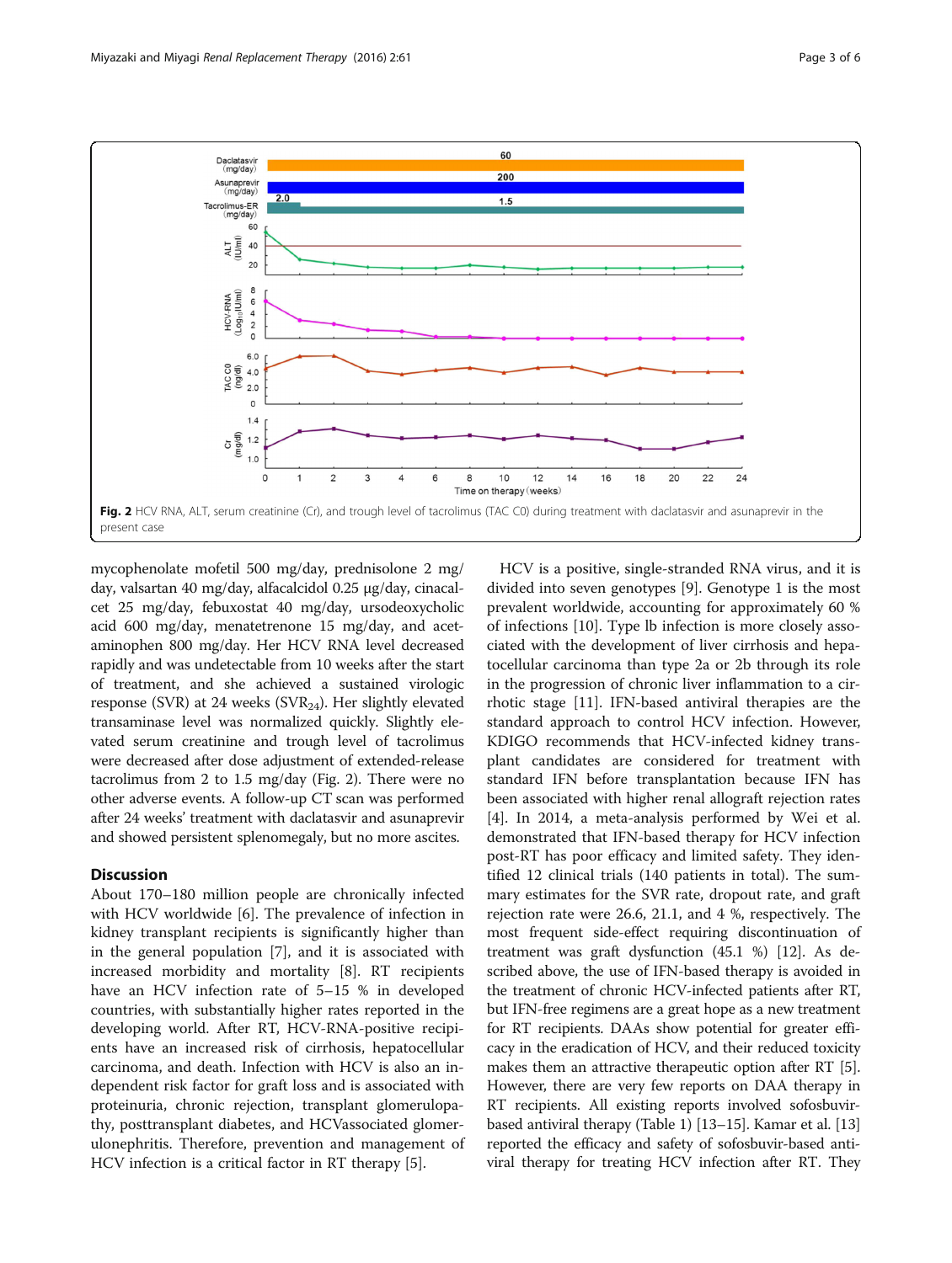Fig. 2 HCV RNA, ALT, serum creatinine (Cr), and trough level of tacrolimus (TAC C0) during treatment with daclatasvir and asunaprevir in the present case

mycophenolate mofetil 500 mg/day, prednisolone 2 mg/day, valsartan 40 mg/day, alfacalcidol 0.25 μg/day, cinacalcet 25 mg/day, febuxostat 40 mg/day, ursodeoxycholic acid 600 mg/day, menatetrenone 15 mg/day, and acetaminophen 800 mg/day. Her HCV RNA level decreased rapidly and was undetectable from 10 weeks after the start of treatment, and she achieved a sustained virologic response (SVR) at 24 weeks ($SVR_{24}$). Her slightly elevated transaminase level was normalized quickly. Slightly elevated serum creatinine and trough level of tacrolimus were decreased after dose adjustment of extended-release tacrolimus from 2 to 1.5 mg/day (Fig. 2). There were no other adverse events. A follow-up CT scan was performed after 24 weeks' treatment with daclatasvir and asunaprevir and showed persistent splenomegaly, but no more ascites.

## Discussion

About 170–180 million people are chronically infected with HCV worldwide [6]. The prevalence of infection in kidney transplant recipients is significantly higher than in the general population [7], and it is associated with increased morbidity and mortality [8]. RT recipients have an HCV infection rate of 5–15 % in developed countries, with substantially higher rates reported in the developing world. After RT, HCV-RNA-positive recipients have an increased risk of cirrhosis, hepatocellular carcinoma, and death. Infection with HCV is also an independent risk factor for graft loss and is associated with proteinuria, chronic rejection, transplant glomerulopathy, posttransplant diabetes, and HCVassociated glomerulonephritis. Therefore, prevention and management of HCV infection is a critical factor in RT therapy [5].

HCV is a positive, single-stranded RNA virus, and it is divided into seven genotypes [9]. Genotype 1 is the most prevalent worldwide, accounting for approximately 60 % of infections [10]. Type lb infection is more closely associated with the development of liver cirrhosis and hepatocellular carcinoma than type 2a or 2b through its role in the progression of chronic liver inflammation to a cirrhotic stage [11]. IFN-based antiviral therapies are the standard approach to control HCV infection. However, KDIGO recommends that HCV-infected kidney transplant candidates are considered for treatment with standard IFN before transplantation because IFN has been associated with higher renal allograft rejection rates [4]. In 2014, a meta-analysis performed by Wei et al. demonstrated that IFN-based therapy for HCV infection post-RT has poor efficacy and limited safety. They identified 12 clinical trials (140 patients in total). The summary estimates for the SVR rate, dropout rate, and graft rejection rate were 26.6, 21.1, and 4 %, respectively. The most frequent side-effect requiring discontinuation of treatment was graft dysfunction (45.1 %) [12]. As described above, the use of IFN-based therapy is avoided in the treatment of chronic HCV-infected patients after RT, but IFN-free regimens are a great hope as a new treatment for RT recipients. DAAs show potential for greater efficacy in the eradication of HCV, and their reduced toxicity makes them an attractive therapeutic option after RT [5]. However, there are very few reports on DAA therapy in RT recipients. All existing reports involved sofosbuvir-based antiviral therapy (Table 1) [13–15]. Kamar et al. [13] reported the efficacy and safety of sofosbuvir-based antiviral therapy for treating HCV infection after RT. They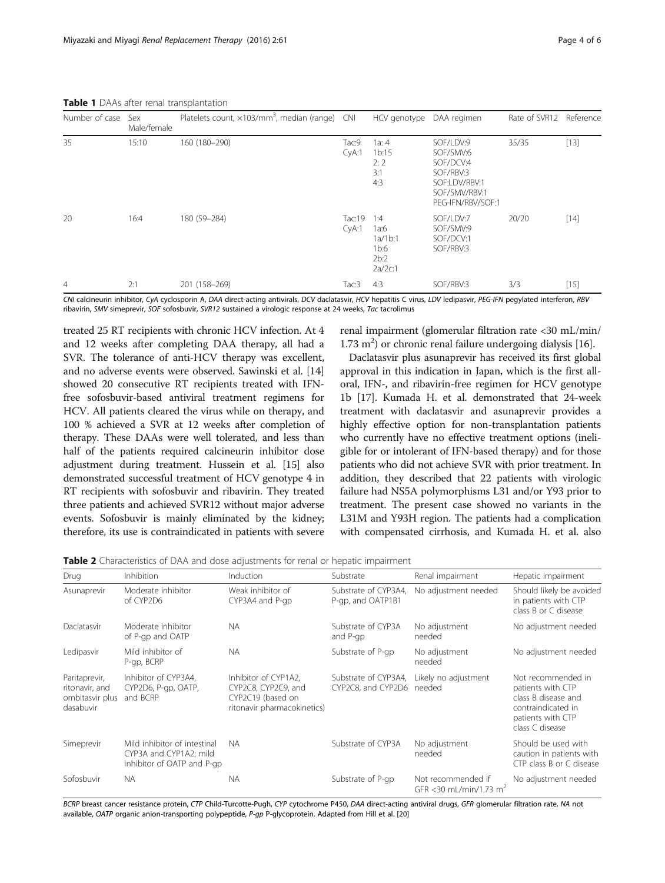**Table 1** DAAs after renal transplantation

| Number of case | Sex Male/female | Platelets count, $\times 103/\text{mm}^3$, median (range) | CNI | HCV genotype | DAA regimen | Rate of SVR12 | Reference |
|---|---|---|---|---|---|---|---|
| 35 | 15:10 | 160 (180–290) | Tac:9 CyA:1 | 1a: 4 1b:15 2: 2 3:1 4:3 | SOF/LDV:9 SOF/SMV:6 SOF/DCV:4 SOF/RBV:3 SOF:LDV/RBV:1 SOF/SMV/RBV:1 PEG-IFN/RBV/SOF:1 | 35/35 | [13] |
| 20 | 16:4 | 180 (59–284) | Tac:19 CyA:1 | 1:4 1a:6 1a/1b:1 1b:6 2b:2 2a/2c:1 | SOF/LDV:7 SOF/SMV:9 SOF/DCV:1 SOF/RBV:3 | 20/20 | [14] |
| 4 | 2:1 | 201 (158–269) | Tac:3 | 4:3 | SOF/RBV:3 | 3/3 | [15] |

*CNI* calcineurin inhibitor, *CyA* cyclosporin A, *DAA* direct-acting antivirals, *DCV* daclatasvir, *HCV* hepatitis C virus, *LDV* ledipasvir, *PEG-IFN* pegylated interferon, *RBV* ribavirin, *SMV* simeprevir, *SOF* sofosbuvir, *SVR12* sustained a virologic response at 24 weeks, *Tac* tacrolimus

treated 25 RT recipients with chronic HCV infection. At 4 and 12 weeks after completing DAA therapy, all had a SVR. The tolerance of anti-HCV therapy was excellent, and no adverse events were observed. Sawinski et al. [14] showed 20 consecutive RT recipients treated with IFN-free sofosbuvir-based antiviral treatment regimens for HCV. All patients cleared the virus while on therapy, and 100 % achieved a SVR at 12 weeks after completion of therapy. These DAAs were well tolerated, and less than half of the patients required calcineurin inhibitor dose adjustment during treatment. Hussein et al. [15] also demonstrated successful treatment of HCV genotype 4 in RT recipients with sofosbuvir and ribavirin. They treated three patients and achieved SVR12 without major adverse events. Sofosbuvir is mainly eliminated by the kidney; therefore, its use is contraindicated in patients with severe renal impairment (glomerular filtration rate <30 mL/min/1.73 $\text{m}^2$) or chronic renal failure undergoing dialysis [16].

Daclatasvir plus asunaprevir has received its first global approval in this indication in Japan, which is the first all-oral, IFN-, and ribavirin-free regimen for HCV genotype 1b [17]. Kumada H. et al. demonstrated that 24-week treatment with daclatasvir and asunaprevir provides a highly effective option for non-transplantation patients who currently have no effective treatment options (ineligible for or intolerant of IFN-based therapy) and for those patients who did not achieve SVR with prior treatment. In addition, they described that 22 patients with virologic failure had NS5A polymorphisms L31 and/or Y93 prior to treatment. The present case showed no variants in the L31M and Y93H region. The patients had a complication with compensated cirrhosis, and Kumada H. et al. also

**Table 2** Characteristics of DAA and dose adjustments for renal or hepatic impairment

| Drug | Inhibition | Induction | Substrate | Renal impairment | Hepatic impairment |
|---|---|---|---|---|---|
| Asunaprevir | Moderate inhibitor of CYP2D6 | Weak inhibitor of CYP3A4 and P-gp | Substrate of CYP3A4, P-gp, and OATP1B1 | No adjustment needed | Should likely be avoided in patients with CTP class B or C disease |
| Daclatasvir | Moderate inhibitor of P-gp and OATP | NA | Substrate of CYP3A and P-gp | No adjustment needed | No adjustment needed |
| Ledipasvir | Mild inhibitor of P-gp, BCRP | NA | Substrate of P-gp | No adjustment needed | No adjustment needed |
| Paritaprevir, ritonavir, and ombitasvir plus dasabuvir | Inhibitor of CYP3A4, CYP2D6, P-gp, OATP, and BCRP | Inhibitor of CYP1A2, CYP2C8, CYP2C9, and CYP2C19 (based on ritonavir pharmacokinetics) | Substrate of CYP3A4, CYP2C8, and CYP2D6 | Likely no adjustment needed | Not recommended in patients with CTP class B disease and contraindicated in patients with CTP class C disease |
| Simeprevir | Mild inhibitor of intestinal CYP3A and CYP1A2; mild inhibitor of OATP and P-gp | NA | Substrate of CYP3A | No adjustment needed | Should be used with caution in patients with CTP class B or C disease |
| Sofosbuvir | NA | NA | Substrate of P-gp | Not recommended if GFR <30 mL/min/1.73 $\text{m}^2$ | No adjustment needed |

*BCRP* breast cancer resistance protein, *CTP* Child-Turcotte-Pugh, *CYP* cytochrome P450, *DAA* direct-acting antiviral drugs, *GFR* glomerular filtration rate, *NA* not available, *OATP* organic anion-transporting polypeptide, *P-gp* P-glycoprotein. Adapted from Hill et al. [20]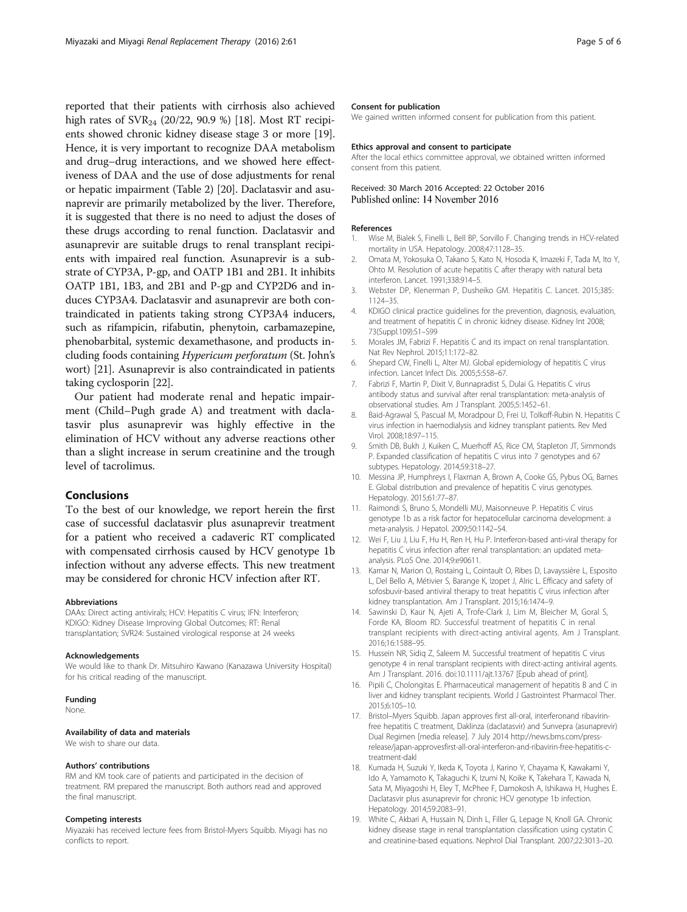reported that their patients with cirrhosis also achieved high rates of $SVR_{24}$ (20/22, 90.9 %) [18]. Most RT recipients showed chronic kidney disease stage 3 or more [19]. Hence, it is very important to recognize DAA metabolism and drug–drug interactions, and we showed here effectiveness of DAA and the use of dose adjustments for renal or hepatic impairment (Table 2) [20]. Daclatasvir and asunaprevir are primarily metabolized by the liver. Therefore, it is suggested that there is no need to adjust the doses of these drugs according to renal function. Daclatasvir and asunaprevir are suitable drugs to renal transplant recipients with impaired real function. Asunaprevir is a substrate of CYP3A, P-gp, and OATP 1B1 and 2B1. It inhibits OATP 1B1, 1B3, and 2B1 and P-gp and CYP2D6 and induces CYP3A4. Daclatasvir and asunaprevir are both contraindicated in patients taking strong CYP3A4 inducers, such as rifampicin, rifabutin, phenytoin, carbamazepine, phenobarbital, systemic dexamethasone, and products including foods containing *Hypericum perforatum* (St. John's wort) [21]. Asunaprevir is also contraindicated in patients taking cyclosporin [22].

Our patient had moderate renal and hepatic impairment (Child–Pugh grade A) and treatment with daclatasvir plus asunaprevir was highly effective in the elimination of HCV without any adverse reactions other than a slight increase in serum creatinine and the trough level of tacrolimus.

## Conclusions

To the best of our knowledge, we report herein the first case of successful daclatasvir plus asunaprevir treatment for a patient who received a cadaveric RT complicated with compensated cirrhosis caused by HCV genotype 1b infection without any adverse effects. This new treatment may be considered for chronic HCV infection after RT.

#### Abbreviations

DAAs: Direct acting antivirals; HCV: Hepatitis C virus; IFN: Interferon; KDIGO: Kidney Disease Improving Global Outcomes; RT: Renal transplantation; SVR24: Sustained virological response at 24 weeks

#### Acknowledgements

We would like to thank Dr. Mitsuhiro Kawano (Kanazawa University Hospital) for his critical reading of the manuscript.

#### Funding

None.

#### Availability of data and materials

We wish to share our data.

#### Authors' contributions

RM and KM took care of patients and participated in the decision of treatment. RM prepared the manuscript. Both authors read and approved the final manuscript.

#### Competing interests

Miyazaki has received lecture fees from Bristol-Myers Squibb. Miyagi has no conflicts to report.

#### Consent for publication

We gained written informed consent for publication from this patient.

#### Ethics approval and consent to participate

After the local ethics committee approval, we obtained written informed consent from this patient.

Received: 30 March 2016 Accepted: 22 October 2016
Published online: 14 November 2016

#### References

1. Wise M, Bialek S, Finelli L, Bell BP, Sorvillo F. Changing trends in HCV-related mortality in USA. Hepatology. 2008;47:1128–35.
2. Omata M, Yokosuka O, Takano S, Kato N, Hosoda K, Imazeki F, Tada M, Ito Y, Ohto M. Resolution of acute hepatitis C after therapy with natural beta interferon. Lancet. 1991;338:914–5.
3. Webster DP, Klenerman P, Dusheiko GM. Hepatitis C. Lancet. 2015;385: 1124–35.
4. KDIGO clinical practice guidelines for the prevention, diagnosis, evaluation, and treatment of hepatitis C in chronic kidney disease. Kidney Int 2008; 73(Suppl.109):S1–S99
5. Morales JM, Fabrizi F. Hepatitis C and its impact on renal transplantation. Nat Rev Nephrol. 2015;11:172–82.
6. Shepard CW, Finelli L, Alter MJ. Global epidemiology of hepatitis C virus infection. Lancet Infect Dis. 2005;5:558–67.
7. Fabrizi F, Martin P, Dixit V, Bunnapradist S, Dulai G. Hepatitis C virus antibody status and survival after renal transplantation: meta-analysis of observational studies. Am J Transplant. 2005;5:1452–61.
8. Baid-Agrawal S, Pascual M, Moradpour D, Frei U, Tolkoff-Rubin N. Hepatitis C virus infection in haemodialysis and kidney transplant patients. Rev Med Virol. 2008;18:97–115.
9. Smith DB, Bukh J, Kuiken C, Muerhoff AS, Rice CM, Stapleton JT, Simmonds P. Expanded classification of hepatitis C virus into 7 genotypes and 67 subtypes. Hepatology. 2014;59:318–27.
10. Messina JP, Humphreys I, Flaxman A, Brown A, Cooke GS, Pybus OG, Barnes E. Global distribution and prevalence of hepatitis C virus genotypes. Hepatology. 2015;61:77–87.
11. Raimondi S, Bruno S, Mondelli MU, Maisonneuve P. Hepatitis C virus genotype 1b as a risk factor for hepatocellular carcinoma development: a meta-analysis. J Hepatol. 2009;50:1142–54.
12. Wei F, Liu J, Liu F, Hu H, Ren H, Hu P. Interferon-based anti-viral therapy for hepatitis C virus infection after renal transplantation: an updated meta-analysis. PLoS One. 2014;9:e90611.
13. Kamar N, Marion O, Rostaing L, Cointault O, Ribes D, Lavayssière L, Esposito L, Del Bello A, Métivier S, Barange K, Izopet J, Alric L. Efficacy and safety of sofosbuvir-based antiviral therapy to treat hepatitis C virus infection after kidney transplantation. Am J Transplant. 2015;16:1474–9.
14. Sawinski D, Kaur N, Ajeti A, Trofe-Clark J, Lim M, Bleicher M, Goral S, Forde KA, Bloom RD. Successful treatment of hepatitis C in renal transplant recipients with direct-acting antiviral agents. Am J Transplant. 2016;16:1588–95.
15. Hussein NR, Sidiq Z, Saleem M. Successful treatment of hepatitis C virus genotype 4 in renal transplant recipients with direct-acting antiviral agents. Am J Transplant. 2016. doi:10.1111/ajt.13767 [Epub ahead of print].
16. Pipili C, Cholongitas E. Pharmaceutical management of hepatitis B and C in liver and kidney transplant recipients. World J Gastrointest Pharmacol Ther. 2015;6:105–10.
17. Bristol–Myers Squibb. Japan approves first all-oral, interferonand ribavirin-free hepatitis C treatment, Daklinza (daclatasvir) and Sunvepra (asunaprevir) Dual Regimen [media release]. 7 July 2014 http://news.bms.com/press-release/japan-approvesfirst-all-oral-interferon-and-ribavirin-free-hepatitis-c-treatment-dakl
18. Kumada H, Suzuki Y, Ikeda K, Toyota J, Karino Y, Chayama K, Kawakami Y, Ido A, Yamamoto K, Takaguchi K, Izumi N, Koike K, Takehara T, Kawada N, Sata M, Miyagoshi H, Eley T, McPhee F, Damokosh A, Ishikawa H, Hughes E. Daclatasvir plus asunaprevir for chronic HCV genotype 1b infection. Hepatology. 2014;59:2083–91.
19. White C, Akbari A, Hussain N, Dinh L, Filler G, Lepage N, Knoll GA. Chronic kidney disease stage in renal transplantation classification using cystatin C and creatinine-based equations. Nephrol Dial Transplant. 2007;22:3013–20.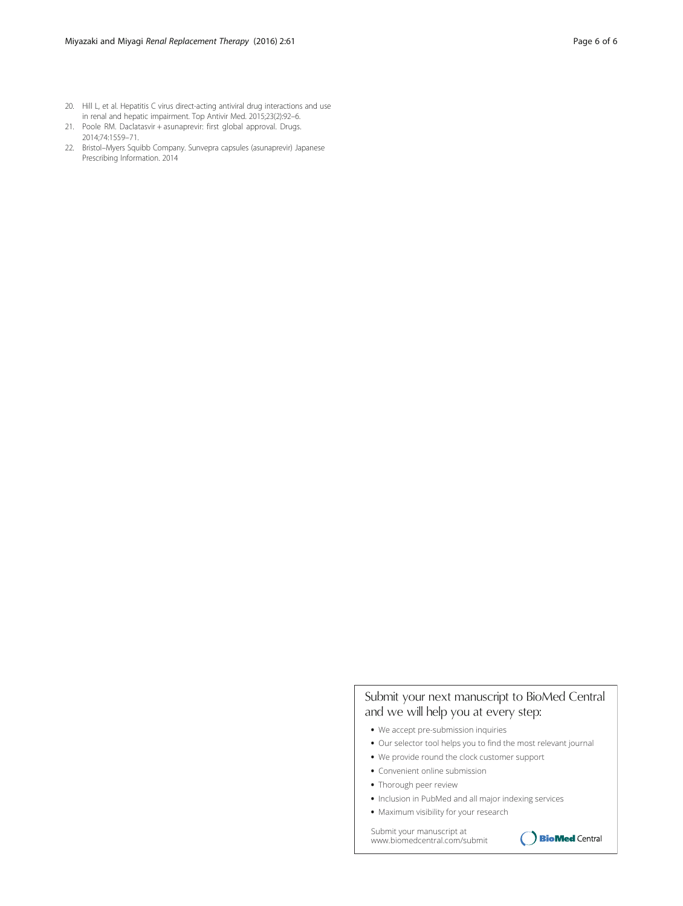20. Hill L, et al. Hepatitis C virus direct-acting antiviral drug interactions and use in renal and hepatic impairment. Top Antivir Med. 2015;23(2):92–6.
21. Poole RM. Daclatasvir + asunaprevir: first global approval. Drugs. 2014;74:1559–71.
22. Bristol–Myers Squibb Company. Sunvepra capsules (asunaprevir) Japanese Prescribing Information. 2014

Submit your next manuscript to BioMed Central and we will help you at every step:

- We accept pre-submission inquiries
- Our selector tool helps you to find the most relevant journal
- We provide round the clock customer support
- Convenient online submission
- Thorough peer review
- Inclusion in PubMed and all major indexing services
- Maximum visibility for your research

Submit your manuscript at www.biomedcentral.com/submit

BioMed Central